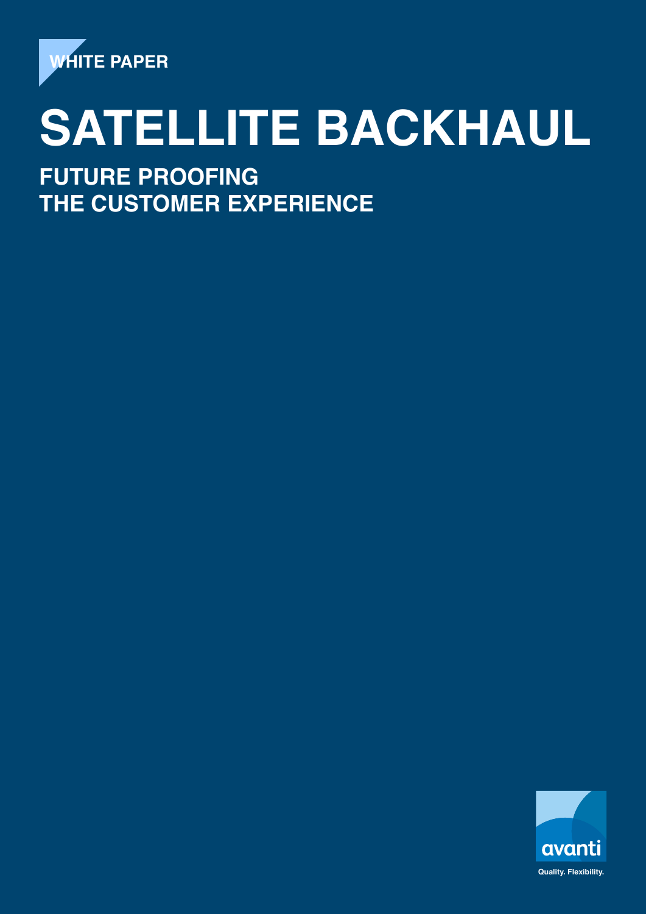WHITE PAPER

# SATELLITE BACKHAUL

## FUTURE PROOFING THE CUSTOMER EXPERIENCE

avanti

Quality. Flexibility.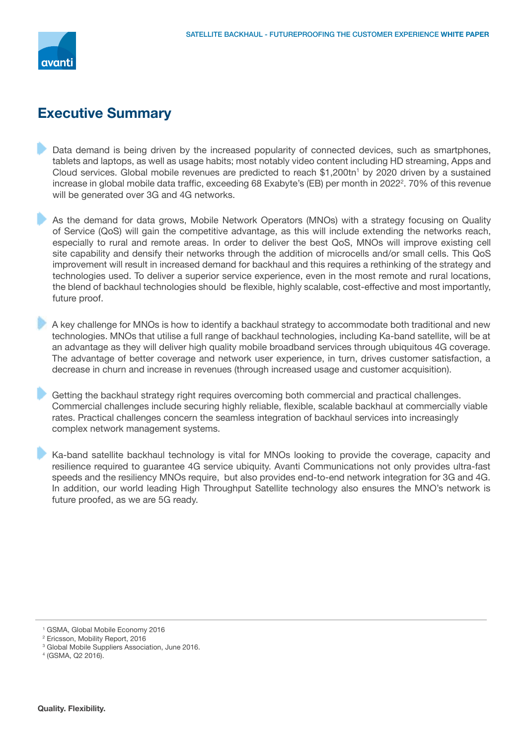# Executive Summary

- Data demand is being driven by the increased popularity of connected devices, such as smartphones, tablets and laptops, as well as usage habits; most notably video content including HD streaming, Apps and Cloud services. Global mobile revenues are predicted to reach $1,200tn[1] by 2020 driven by a sustained increase in global mobile data traffic, exceeding 68 Exabyte's (EB) per month in 2022[2]. 70% of this revenue will be generated over 3G and 4G networks.

- As the demand for data grows, Mobile Network Operators (MNOs) with a strategy focusing on Quality of Service (QoS) will gain the competitive advantage, as this will include extending the networks reach, especially to rural and remote areas. In order to deliver the best QoS, MNOs will improve existing cell site capability and densify their networks through the addition of microcells and/or small cells. This QoS improvement will result in increased demand for backhaul and this requires a rethinking of the strategy and technologies used. To deliver a superior service experience, even in the most remote and rural locations, the blend of backhaul technologies should be flexible, highly scalable, cost-effective and most importantly, future proof.

- A key challenge for MNOs is how to identify a backhaul strategy to accommodate both traditional and new technologies. MNOs that utilise a full range of backhaul technologies, including Ka-band satellite, will be at an advantage as they will deliver high quality mobile broadband services through ubiquitous 4G coverage. The advantage of better coverage and network user experience, in turn, drives customer satisfaction, a decrease in churn and increase in revenues (through increased usage and customer acquisition).

- Getting the backhaul strategy right requires overcoming both commercial and practical challenges. Commercial challenges include securing highly reliable, flexible, scalable backhaul at commercially viable rates. Practical challenges concern the seamless integration of backhaul services into increasingly complex network management systems.

- Ka-band satellite backhaul technology is vital for MNOs looking to provide the coverage, capacity and resilience required to guarantee 4G service ubiquity. Avanti Communications not only provides ultra-fast speeds and the resiliency MNOs require, but also provides end-to-end network integration for 3G and 4G. In addition, our world leading High Throughput Satellite technology also ensures the MNO's network is future proofed, as we are 5G ready.

---

[1] GSMA, Global Mobile Economy 2016
[2] Ericsson, Mobility Report, 2016
[3] Global Mobile Suppliers Association, June 2016.
[4] (GSMA, Q2 2016).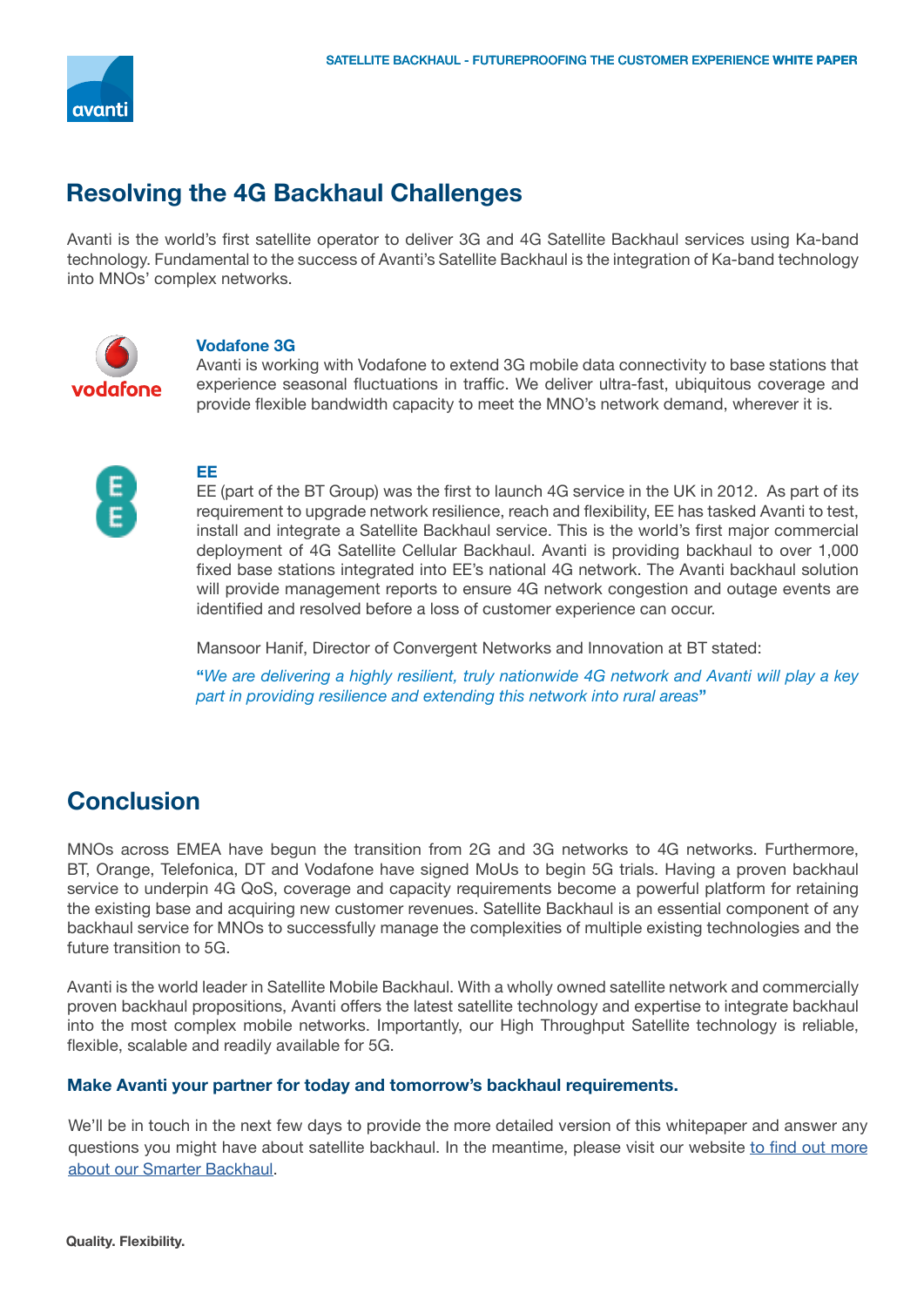## Resolving the 4G Backhaul Challenges

Avanti is the world's first satellite operator to deliver 3G and 4G Satellite Backhaul services using Ka-band technology. Fundamental to the success of Avanti's Satellite Backhaul is the integration of Ka-band technology into MNOs' complex networks.

### Vodafone 3G

Avanti is working with Vodafone to extend 3G mobile data connectivity to base stations that experience seasonal fluctuations in traffic. We deliver ultra-fast, ubiquitous coverage and provide flexible bandwidth capacity to meet the MNO's network demand, wherever it is.

### EE

EE (part of the BT Group) was the first to launch 4G service in the UK in 2012. As part of its requirement to upgrade network resilience, reach and flexibility, EE has tasked Avanti to test, install and integrate a Satellite Backhaul service. This is the world's first major commercial deployment of 4G Satellite Cellular Backhaul. Avanti is providing backhaul to over 1,000 fixed base stations integrated into EE's national 4G network. The Avanti backhaul solution will provide management reports to ensure 4G network congestion and outage events are identified and resolved before a loss of customer experience can occur.

Mansoor Hanif, Director of Convergent Networks and Innovation at BT stated:

**"***We are delivering a highly resilient, truly nationwide 4G network and Avanti will play a key part in providing resilience and extending this network into rural areas***"**

## Conclusion

MNOs across EMEA have begun the transition from 2G and 3G networks to 4G networks. Furthermore, BT, Orange, Telefonica, DT and Vodafone have signed MoUs to begin 5G trials. Having a proven backhaul service to underpin 4G QoS, coverage and capacity requirements become a powerful platform for retaining the existing base and acquiring new customer revenues. Satellite Backhaul is an essential component of any backhaul service for MNOs to successfully manage the complexities of multiple existing technologies and the future transition to 5G.

Avanti is the world leader in Satellite Mobile Backhaul. With a wholly owned satellite network and commercially proven backhaul propositions, Avanti offers the latest satellite technology and expertise to integrate backhaul into the most complex mobile networks. Importantly, our High Throughput Satellite technology is reliable, flexible, scalable and readily available for 5G.

**Make Avanti your partner for today and tomorrow's backhaul requirements.**

We'll be in touch in the next few days to provide the more detailed version of this whitepaper and answer any questions you might have about satellite backhaul. In the meantime, please visit our website to find out more about our Smarter Backhaul.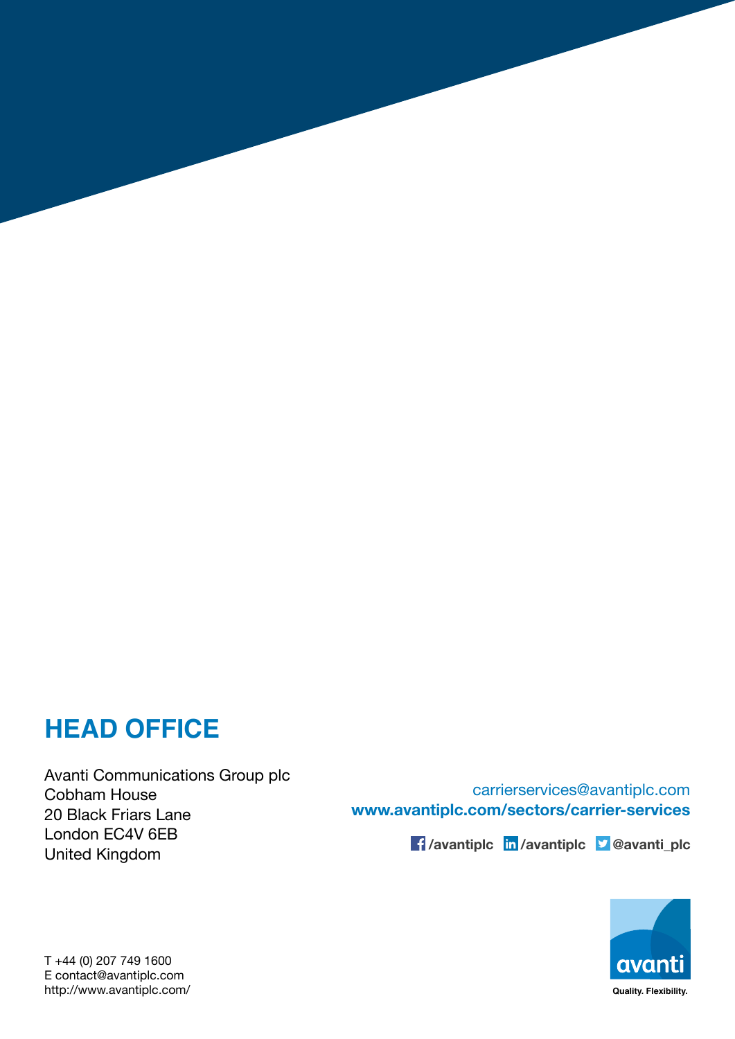## HEAD OFFICE

Avanti Communications Group plc
Cobham House
20 Black Friars Lane
London EC4V 6EB
United Kingdom

carrierservices@avantiplc.com
**www.avantiplc.com/sectors/carrier-services**

**/avantiplc** **/avantiplc** **@avanti_plc**

T +44 (0) 207 749 1600
E contact@avantiplc.com
http://www.avantiplc.com/

avanti

**Quality. Flexibility.**